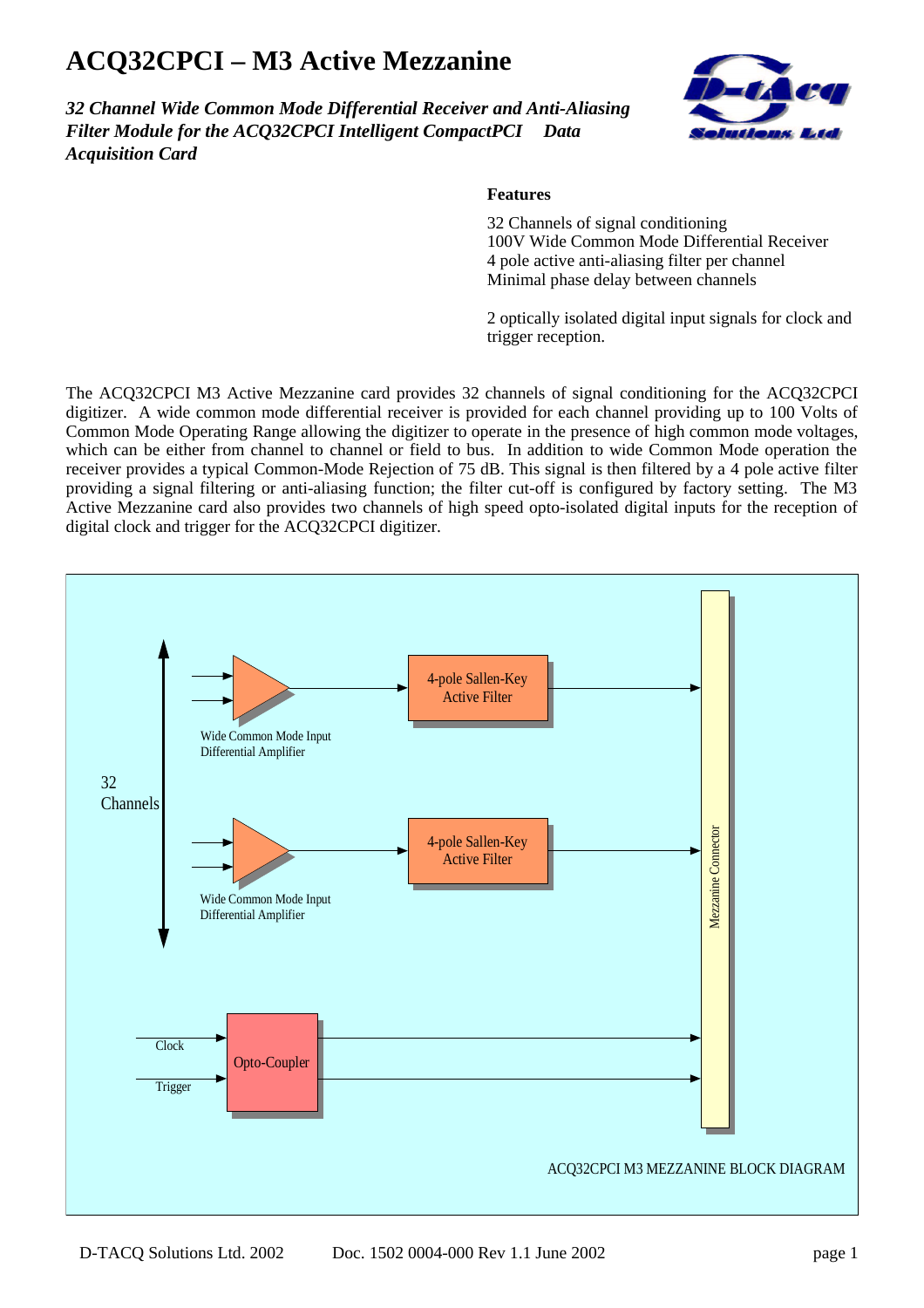# ACQ32CPCI – M3 Active Mezzanine

*32 Channel Wide Common Mode Differential Receiver and Anti-Aliasing Filter Module for the ACQ32CPCI Intelligent CompactPCI Data Acquisition Card*

**Features**

32 Channels of signal conditioning
100V Wide Common Mode Differential Receiver
4 pole active anti-aliasing filter per channel
Minimal phase delay between channels

2 optically isolated digital input signals for clock and trigger reception.

The ACQ32CPCI M3 Active Mezzanine card provides 32 channels of signal conditioning for the ACQ32CPCI digitizer. A wide common mode differential receiver is provided for each channel providing up to 100 Volts of Common Mode Operating Range allowing the digitizer to operate in the presence of high common mode voltages, which can be either from channel to channel or field to bus. In addition to wide Common Mode operation the receiver provides a typical Common-Mode Rejection of 75 dB. This signal is then filtered by a 4 pole active filter providing a signal filtering or anti-aliasing function; the filter cut-off is configured by factory setting. The M3 Active Mezzanine card also provides two channels of high speed opto-isolated digital inputs for the reception of digital clock and trigger for the ACQ32CPCI digitizer.

32 Channels

Wide Common Mode Input Differential Amplifier

4-pole Sallen-Key Active Filter

Wide Common Mode Input Differential Amplifier

4-pole Sallen-Key Active Filter

Clock

Trigger

Opto-Coupler

Mezzanine Connector

ACQ32CPCI M3 MEZZANINE BLOCK DIAGRAM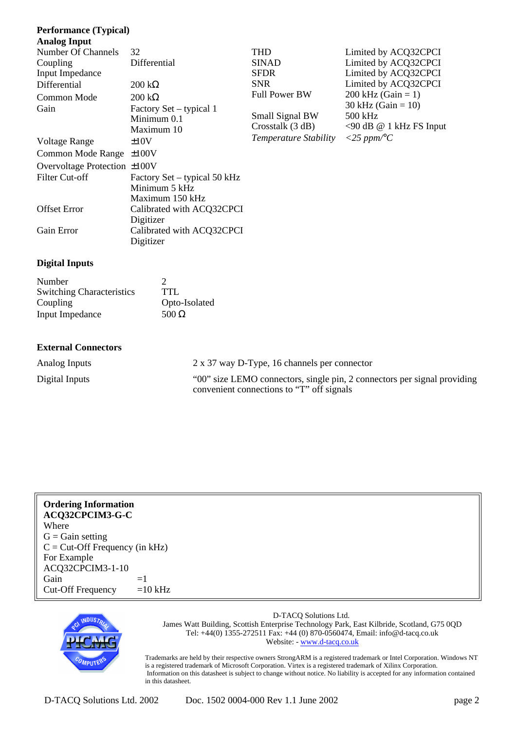## Performance (Typical)

### Analog Input

| | |
|---|---|
| Number Of Channels | 32 |
| Coupling | Differential |
| Input Impedance | |
| Differential | 200 kΩ |
| Common Mode | 200 kΩ |
| Gain | Factory Set – typical 1<br>Minimum 0.1<br>Maximum 10 |
| Voltage Range | ±10V |
| Common Mode Range | ±100V |
| Overvoltage Protection | ±100V |
| Filter Cut-off | Factory Set – typical 50 kHz<br>Minimum 5 kHz<br>Maximum 150 kHz |
| Offset Error | Calibrated with ACQ32CPCI Digitizer |
| Gain Error | Calibrated with ACQ32CPCI Digitizer |

| | |
|---|---|
| THD | Limited by ACQ32CPCI |
| SINAD | Limited by ACQ32CPCI |
| SFDR | Limited by ACQ32CPCI |
| SNR | Limited by ACQ32CPCI |
| Full Power BW | 200 kHz (Gain = 1)<br>30 kHz (Gain = 10) |
| Small Signal BW | 500 kHz |
| Crosstalk (3 dB) | <90 dB @ 1 kHz FS Input |
| *Temperature Stability* | *<25 ppm/°C* |

### Digital Inputs

| | |
|---|---|
| Number | 2 |
| Switching Characteristics | TTL |
| Coupling | Opto-Isolated |
| Input Impedance | 500 Ω |

### External Connectors

| | |
|---|---|
| Analog Inputs | 2 x 37 way D-Type, 16 channels per connector |
| Digital Inputs | "00" size LEMO connectors, single pin, 2 connectors per signal providing convenient connections to "T" off signals |

**Ordering Information**
**ACQ32CPCIM3-G-C**
Where
G = Gain setting
C = Cut-Off Frequency (in kHz)
For Example
ACQ32CPCIM3-1-10
Gain =1
Cut-Off Frequency =10 kHz

D-TACQ Solutions Ltd.
James Watt Building, Scottish Enterprise Technology Park, East Kilbride, Scotland, G75 0QD
Tel: +44(0) 1355-272511 Fax: +44 (0) 870-0560474, Email: info@d-tacq.co.uk
Website: - www.d-tacq.co.uk

Trademarks are held by their respective owners StrongARM is a registered trademark or Intel Corporation. Windows NT is a registered trademark of Microsoft Corporation. Virtex is a registered trademark of Xilinx Corporation.
Information on this datasheet is subject to change without notice. No liability is accepted for any information contained in this datasheet.

D-TACQ Solutions Ltd. 2002 Doc. 1502 0004-000 Rev 1.1 June 2002